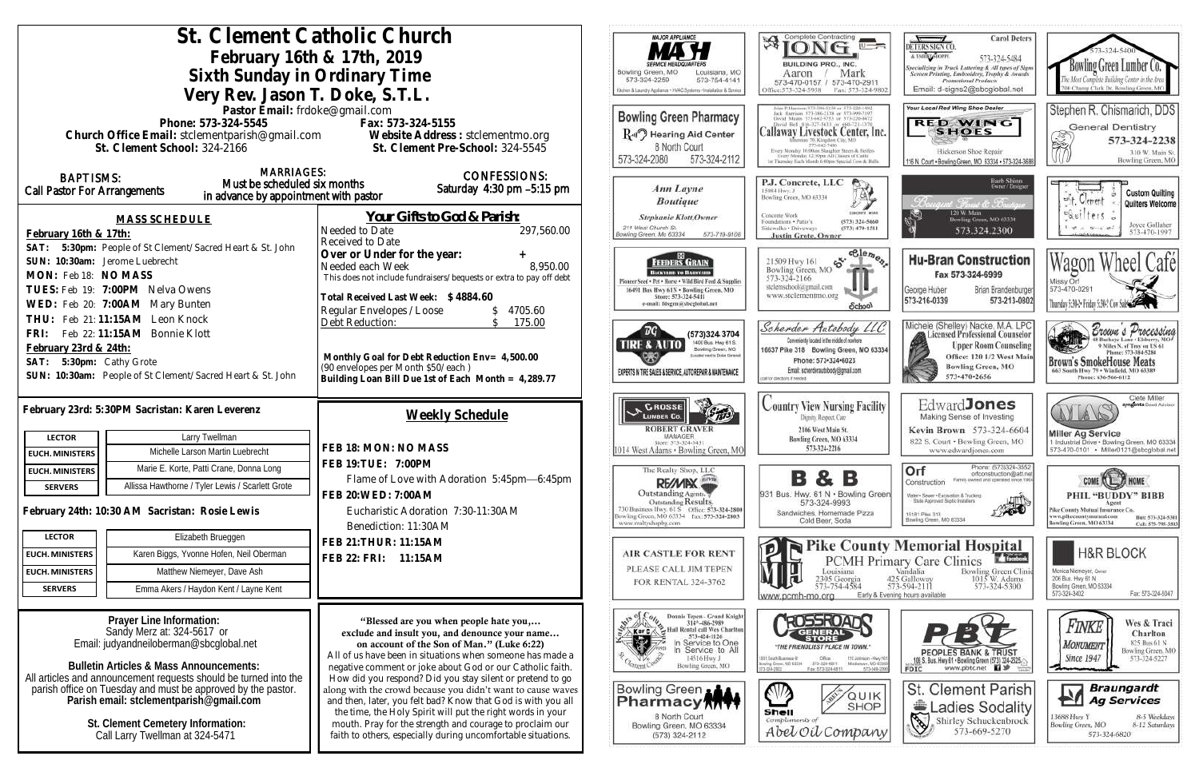# St. Clement Catholic Church

**February 16th & 17th, 2019**

**Sixth Sunday in Ordinary Time**

**Very Rev. Jason T. Doke, S.T.L.**

Pastor Email: frdoke@gmail.com

Phone: 573-324-5545 Fax: 573-324-5155

Church Office Email: stclementparish@gmail.com Website Address : stclementmo.org

St. Clement School: 324-2166 St. Clement Pre-School: 324-5545

**BAPTISMS:** Call Pastor For Arrangements

**MARRIAGES:** Must be scheduled six months in advance by appointment with pastor

**CONFESSIONS:** Saturday 4:30 pm –5:15 pm

## MASS SCHEDULE

**February 16th & 17th:**

**SAT: 5:30pm:** People of St Clement/ Sacred Heart & St. John

**SUN: 10:30am:** Jerome Luebrecht

**MON:** Feb 18: **NO MASS**

**TUES:** Feb 19: **7:00PM** Nelva Owens

**WED:** Feb 20: **7:00AM** Mary Bunten

**THU:** Feb 21: **11:15AM** Leon Knock

**FRI:** Feb 22: **11:15AM** Bonnie Klott

**February 23rd & 24th:**

**SAT: 5:30pm:** Cathy Grote

**SUN: 10:30am:** People of St Clement/ Sacred Heart & St. John

## Your Gifts to God & Parish:

| | |
|---|---|
| Needed to Date | 297,560.00 |
| Received to Date | |
| **Over or Under for the year:** | **+** |
| Needed each Week | 8,950.00 |

This does not include fundraisers/ bequests or extra to pay off debt

**Total Received Last Week: $ 4884.60**

| | |
|---|---|
| Regular Envelopes / Loose | $ 4705.60 |
| Debt Reduction: | $ 175.00 |

**Monthly Goal for Debt Reduction Env= 4,500.00**
(90 envelopes per Month $50/each )
**Building Loan Bill Due 1st of Each Month = 4,289.77**

**February 23rd: 5:30PM Sacristan: Karen Leverenz**

| | |
|---|---|
| **LECTOR** | Larry Twellman |
| **EUCH. MINISTERS** | Michelle Larson Martin Luebrecht |
| **EUCH. MINISTERS** | Marie E. Korte, Patti Crane, Donna Long |
| **SERVERS** | Allissa Hawthorne / Tyler Lewis / Scarlett Grote |

**February 24th: 10:30 AM Sacristan: Rosie Lewis**

| | |
|---|---|
| **LECTOR** | Elizabeth Brueggen |
| **EUCH. MINISTERS** | Karen Biggs, Yvonne Hofen, Neil Oberman |
| **EUCH. MINISTERS** | Matthew Niemeyer, Dave Ash |
| **SERVERS** | Emma Akers / Haydon Kent / Layne Kent |

## Weekly Schedule

**FEB 18: MON: NO MASS**

**FEB 19:TUE: 7:00PM**
Flame of Love with Adoration 5:45pm—6:45pm

**FEB 20:WED: 7:00AM**
Eucharistic Adoration 7:30-11:30AM
Benediction: 11:30AM

**FEB 21:THUR: 11:15AM**

**FEB 22: FRI: 11:15AM**

**Prayer Line Information:**
Sandy Merz at: 324-5617 or
Email: judyandneiloberman@sbcglobal.net

**Bulletin Articles & Mass Announcements:**
All articles and announcement requests should be turned into the parish office on Tuesday and must be approved by the pastor.
**Parish email: stclementparish@gmail.com**

**St. Clement Cemetery Information:**
Call Larry Twellman at 324-5471

**"Blessed are you when people hate you,… exclude and insult you, and denounce your name… on account of the Son of Man." (Luke 6:22)**
All of us have been in situations when someone has made a negative comment or joke about God or our Catholic faith. How did you respond? Did you stay silent or pretend to go along with the crowd because you didn't want to cause waves and then, later, you felt bad? Know that God is with you all the time, the Holy Spirit will put the right words in your mouth. Pray for the strength and courage to proclaim our faith to others, especially during uncomfortable situations.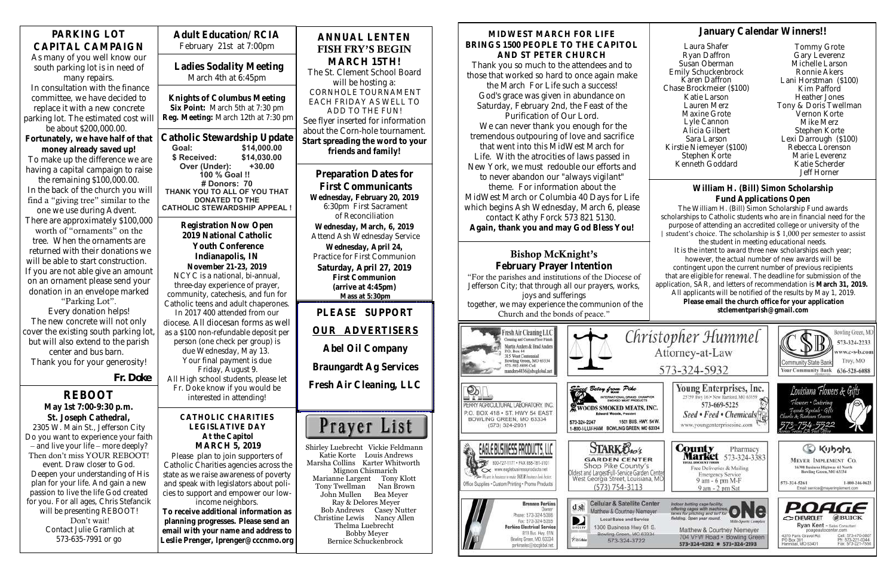## PARKING LOT CAPITAL CAMPAIGN

As many of you well know our south parking lot is in need of many repairs.

In consultation with the finance committee, we have decided to replace it with a new concrete parking lot. The estimated cost will be about $200,000.00.

**Fortunately, we have half of that money already saved up!**

To make up the difference we are having a capital campaign to raise the remaining $100,000.00.

In the back of the church you will find a "giving tree" similar to the one we use during Advent.

There are approximately $100,000 worth of "ornaments" on the tree. When the ornaments are returned with their donations we will be able to start construction.

If you are not able give an amount on an ornament please send your donation in an envelope marked "Parking Lot".

Every donation helps!

The new concrete will not only cover the existing south parking lot, but will also extend to the parish center and bus barn.

Thank you for your generosity!

***Fr. Doke***

## REBOOT

**May 1st 7:00-9:30 p.m.**
**St. Joseph Cathedral,**
2305 W. Main St., Jefferson City

Do you want to experience your faith – and live your life – more deeply? Then don't miss YOUR REBOOT! event. Draw closer to God. Deepen your understanding of His plan for your life. And gain a new passion to live the life God created for you. For all ages, Chris Stefancik will be presenting REBOOT! Don't wait! Contact Julie Gramlich at 573-635-7991 or go

### Adult Education/RCIA
February 21st at 7:00pm

### Ladies Sodality Meeting
March 4th at 6:45pm

### Knights of Columbus Meeting
**Six Point:** March 5th at 7:30 pm
**Reg. Meeting:** March 12th at 7:30 pm

### Catholic Stewardship Update

| | |
|---|---|
| Goal: | $14,000.00 |
| $ Received: | $14,030.00 |
| Over (Under): | +30.00 |

**100 % Goal !!**
**# Donors: 70**
**THANK YOU TO ALL OF YOU THAT DONATED TO THE CATHOLIC STEWARDSHIP APPEAL !**

### Registration Now Open 2019 National Catholic Youth Conference Indianapolis, IN November 21-23, 2019

NCYC is a national, bi-annual, three-day experience of prayer, community, catechesis, and fun for Catholic teens and adult chaperones. In 2017 400 attended from our diocese. All diocesan forms as well as a $100 non-refundable deposit per person (one check per group) is due Wednesday, May 13. Your final payment is due Friday, August 9. All High school students, please let Fr. Doke know if you would be interested in attending!

### CATHOLIC CHARITIES LEGISLATIVE DAY At the Capitol MARCH 5, 2019

Please plan to join supporters of Catholic Charities agencies across the state as we raise awareness of poverty and speak with legislators about policies to support and empower our low-income neighbors.

**To receive additional information as planning progresses. Please send an email with your name and address to Leslie Prenger, lprenger@cccnmo.org**

## ANNUAL LENTEN FISH FRY'S BEGIN MARCH 15TH!

The St. Clement School Board will be hosting a: CORNHOLE TOURNAMENT EACH FRIDAY AS WELL TO ADD TO THE FUN! See flyer inserted for information about the Corn-hole tournament. **Start spreading the word to your friends and family!**

### Preparation Dates for First Communicants

**Wednesday, February 20, 2019**
6:30pm First Sacrament of Reconciliation

**Wednesday, March, 6, 2019**
Attend Ash Wednesday Service

**Wednesday, April 24,**
Practice for First Communion

**Saturday, April 27, 2019**
**First Communion**
**(arrive at 4:45pm)**
**Mass at 5:30pm**

## PLEASE SUPPORT OUR ADVERTISERS

**Abel Oil Company**
**Braungardt Ag Services**
**Fresh Air Cleaning, LLC**

## Prayer List

Shirley Luebrecht, Vickie Feldmann, Katie Korte, Louis Andrews, Marsha Collins, Karter Whitworth, Mignon Chismarich, Marianne Largent, Tony Klott, Tony Twellman, Nan Brown, John Mullen, Bea Meyer, Ray & Delores Meyer, Bob Andrews, Casey Nutter, Christine Lewis, Nancy Allen, Thelma Luebrecht, Bobby Meyer, Bernice Schuckenbrock

## MIDWEST MARCH FOR LIFE BRINGS 1500 PEOPLE TO THE CAPITOL AND ST PETER CHURCH

Thank you so much to the attendees and to those that worked so hard to once again make the March For Life such a success! God's grace was given in abundance on Saturday, February 2nd, the Feast of the Purification of Our Lord.

We can never thank you enough for the tremendous outpouring of love and sacrifice that went into this MidWest March for Life. With the atrocities of laws passed in New York, we must redouble our efforts and to never abandon our "always vigilant" theme. For information about the MidWest March or Columbia 40 Days for Life which begins Ash Wednesday, March 6, please contact Kathy Forck 573 821 5130.

**Again, thank you and may God Bless You!**

## Bishop McKnight's February Prayer Intention

"For the parishes and institutions of the Diocese of Jefferson City; that through all our prayers, works, joys and sufferings together, we may experience the communion of the Church and the bonds of peace."

## January Calendar Winners!!

Laura Shafer
Ryan Daffron
Susan Oberman
Emily Schuckenbrock
Karen Daffron
Chase Brockmeier ($100)
Katie Larson
Lauren Merz
Maxine Grote
Lyle Cannon
Alicia Gilbert
Sara Larson
Kirstie Niemeyer ($100)
Stephen Korte
Kenneth Goddard
Tommy Grote
Gary Leverenz
Michelle Larson
Ronnie Akers
Lani Horstman ($100)
Kim Pafford
Heather Jones
Tony & Doris Twellman
Vernon Korte
Mike Merz
Stephen Korte
Lexi Darrough ($100)
Rebecca Lorenson
Marie Leverenz
Katie Scherder
Jeff Horner

## William H. (Bill) Simon Scholarship Fund Applications Open

The William H. (Bill) Simon Scholarship Fund awards scholarships to Catholic students who are in financial need for the purpose of attending an accredited college or university of the | student's choice. The scholarship is $ 1,000 per semester to assist the student in meeting educational needs.

It is the intent to award three new scholarships each year; however, the actual number of new awards will be contingent upon the current number of previous recipients that are eligible for renewal. The deadline for submission of the application, SAR, and letters of recommendation is **March 31, 2019.** All applicants will be notified of the results by May 1, 2019.

**Please email the church office for your application stclementparish@gmail.com**

---

Fresh Air Cleaning LLC — Cleaning and Custom Floor Finish — Martin Anders & Brad Anders — P.O. Box 44, 315 West Centennial, Bowling Green, MO 63334 — 573-592-8806 Cell — manders4036@sbcglobal.net

Christopher Hummel — Attorney-at-Law — 573-324-5932

C$B Community State Bank — Your Community Bank — Bowling Green, MO 573-324-2233 — www.c-s-b.com — Troy, MO 636-528-6088

Perry Agricultural Laboratory, Inc. — P.O. Box 418 • St. Hwy 54 East, Bowling Green, MO 63334 — (573) 324-2931

Sweet Betsy from Pike — Woods Smoked Meats, Inc. — International Grand Champion Smoked Meat Products — Edward Woods, President — 573-324-2247 — 1501 Bus. Hwy. 54 W. — 1-800-I-LUV-HAM Bowling Green, MO 63334

Young Enterprises, Inc. — 25759 Hwy 161 • New Hartford, MO 63359 — 573-669-5225 — Seed • Feed • Chemicals — www.youngenterprisesinc.com

Louisiana Flowers & Gifts — Flowers • Catering — Tuxedo Rentals • Gifts — Charlie & Barbara Deacon — 573-754-5522 — Across from LA Post Office

Eagle Business Products, LLC — 800-727-1171 • Fax 888-781-3101 — www.eaglebusinessproducts.net — We want to do business with you! — Office Supplies • Custom Printing • Promo Products

Stark Bro's Garden Center — Shop Pike County's Oldest and Largest Full-Service Garden Center — West Georgia Street, Louisiana, MO — (573) 754-3113

County Market Pharmacy — 573-324-3383 — Free Deliveries & Mailing — Emergency Service — 9 am - 6 pm M-F — 9 am - 2 pm Sat

Kubota — Meyer Implement Co. — 16398 Business Highway 61 North, Bowling Green, MO 63334 — 573-324-5261 — 1-800-246-0623 — Email: service@meyerimplement.com

Brennen Perkins, Owner — Perkins Electrical Service — Phone: 573-324-5366 — Fax: 573-324-5355 — 819 Bus. Hwy. 61N, Bowling Green, MO 63334 — perkinselec@sbcglobal.net

Cellular & Satellite Center — Matthew & Courtney Niemeyer — Local Sales and Service — 1300 Business Hwy 61 S. Bowling Green, MO 63334 — 573-324-3722

One Multi-Sports Complex — Indoor batting cage facility, offering cages with machines, lanes for pitching and turf for fielding. Open year round. — Matthew & Courtney Niemeyer — 704 VFW Road • Bowling Green — 573-324-8282 • 573-324-2193

Poage Chevrolet Buick — Ryan Kent - Sales Consultant — poageautocenter.com — 4270 Paris Gravel Rd. PO Box 301, Hannibal, MO 63401 — Cell: 573-470-0807 — Ph: 573-221-0444 — Fax: 573-221-7559